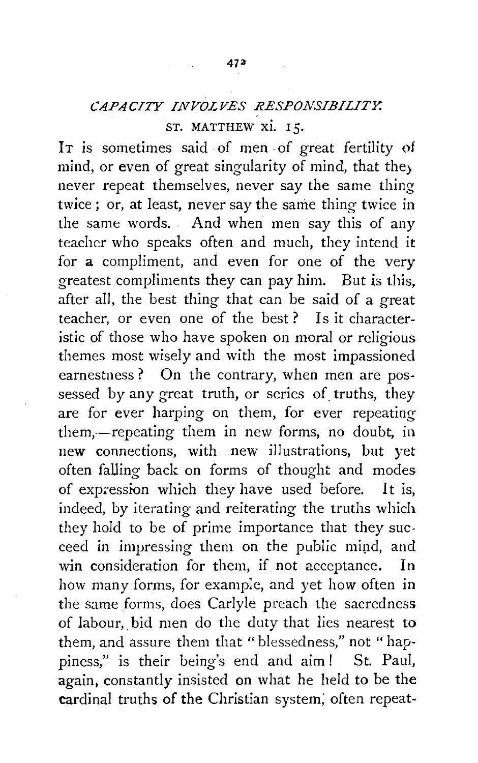## *CAPACITY INVOLVES RESPONSIBILITY.*

ST. MATTHEW xi. 15.

It is sometimes said of men of great fertility of mind, or even of great singularity of mind, that they never repeat themselves, never say the same thing twice; or, at least, never say the same thing twice in the same words. And when men say this of any teacher who speaks often and much, they intend it for a compliment, and even for one of the very greatest compliments they can pay him. But is this, after all, the best thing that can be said of a great teacher, or even one of the best? Is it characteristic of those who have spoken on moral or religious themes most wisely and with the most impassioned earnestness? On the contrary, when men are possessed by any great truth, or series of truths, they are for ever harping on them, for ever repeating them,—repeating them in new forms, no doubt, in new connections, with new illustrations, but yet often falling back on forms of thought and modes of expression which they have used before. It is, indeed, by iterating and reiterating the truths which they hold to be of prime importance that they succeed in impressing them on the public mind, and win consideration for them, if not acceptance. In how many forms, for example, and yet how often in the same forms, does Carlyle preach the sacredness of labour, bid men do the duty that lies nearest to them, and assure them that "blessedness," not "happiness," is their being's end and aim! St. Paul, again, constantly insisted on what he held to be the cardinal truths of the Christian system, often repeat-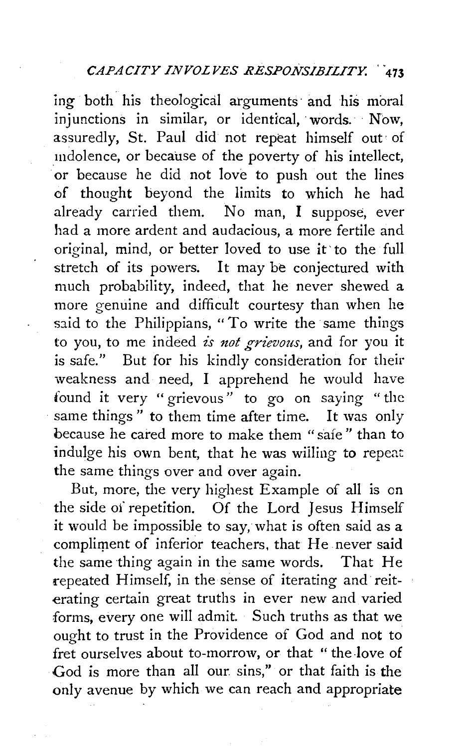ing both his theological arguments and his moral injunctions in similar, or identical, words. Now, assuredly, St. Paul did not repeat himself out of indolence, or because of the poverty of his intellect, or because he did not love to push out the lines of thought beyond the limits to which he had already carried them. No man, I suppose, ever had a more ardent and audacious, a more fertile and original, mind, or better loved to use it to the full stretch of its powers. It may be conjectured with much probability, indeed, that he never shewed a more genuine and difficult courtesy than when he said to the Philippians, "To write the same things to you, to me indeed *is not grievous*, and for you it is safe." But for his kindly consideration for their weakness and need, I apprehend he would have found it very "grievous" to go on saying "the same things" to them time after time. It was only because he cared more to make them "safe" than to indulge his own bent, that he was willing to repeat the same things over and over again.

But, more, the very highest Example of all is on the side of repetition. Of the Lord Jesus Himself it would be impossible to say, what is often said as a compliment of inferior teachers, that He never said the same thing again in the same words. That He repeated Himself, in the sense of iterating and reiterating certain great truths in ever new and varied forms, every one will admit. Such truths as that we ought to trust in the Providence of God and not to fret ourselves about to-morrow, or that "the love of God is more than all our sins," or that faith is the only avenue by which we can reach and appropriate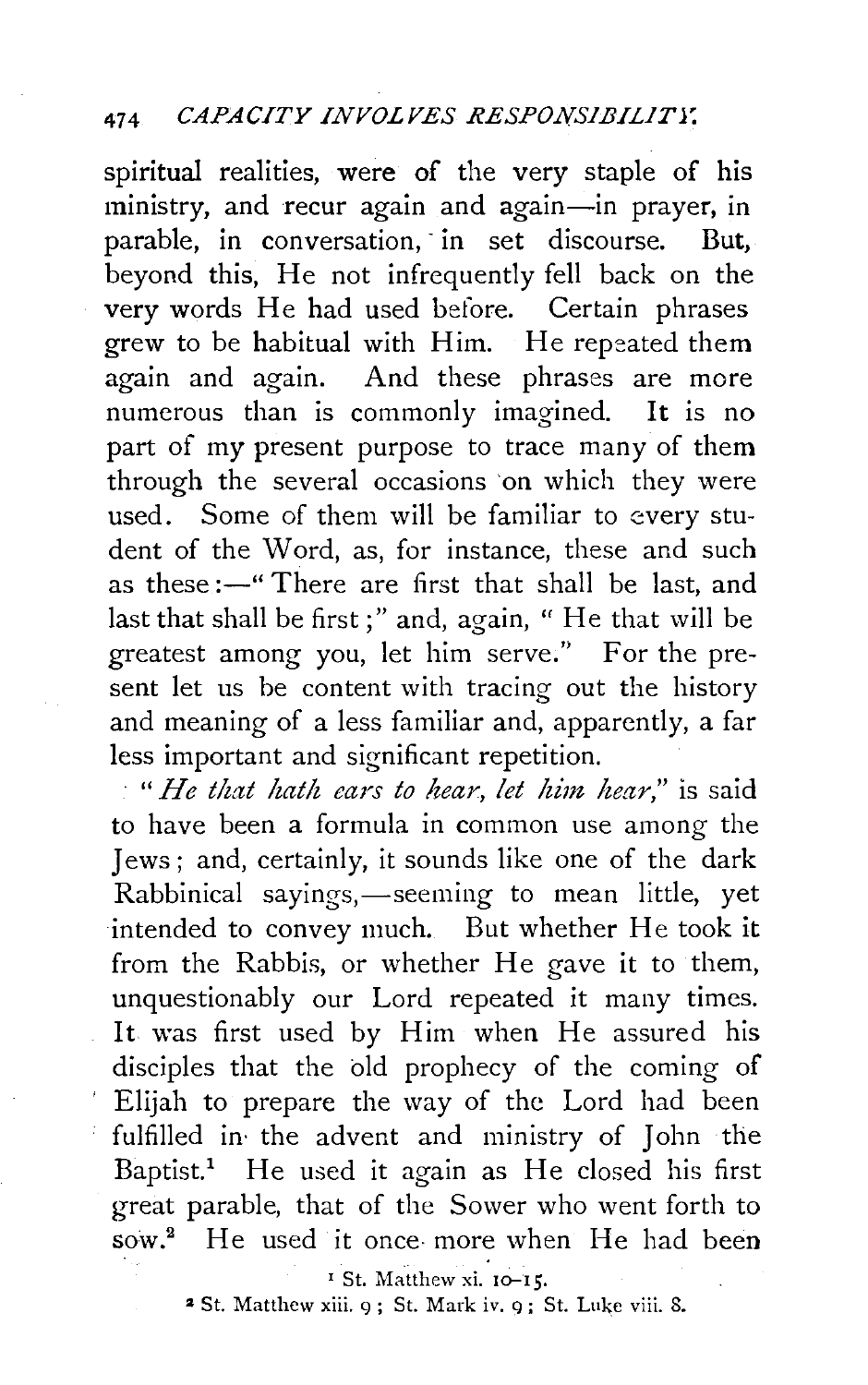spiritual realities, were of the very staple of his ministry, and recur again and again—in prayer, in parable, in conversation, in set discourse. But, beyond this, He not infrequently fell back on the very words He had used before. Certain phrases grew to be habitual with Him. He repeated them again and again. And these phrases are more numerous than is commonly imagined. It is no part of my present purpose to trace many of them through the several occasions on which they were used. Some of them will be familiar to every student of the Word, as, for instance, these and such as these:—"There are first that shall be last, and last that shall be first;" and, again, "He that will be greatest among you, let him serve." For the present let us be content with tracing out the history and meaning of a less familiar and, apparently, a far less important and significant repetition.

"*He that hath ears to hear, let him hear*," is said to have been a formula in common use among the Jews; and, certainly, it sounds like one of the dark Rabbinical sayings,—seeming to mean little, yet intended to convey much. But whether He took it from the Rabbis, or whether He gave it to them, unquestionably our Lord repeated it many times. It was first used by Him when He assured his disciples that the old prophecy of the coming of Elijah to prepare the way of the Lord had been fulfilled in the advent and ministry of John the Baptist.[1] He used it again as He closed his first great parable, that of the Sower who went forth to sow.[2] He used it once more when He had been

[1] St. Matthew xi. 10–15.

[2] St. Matthew xiii. 9; St. Mark iv. 9; St. Luke viii. 8.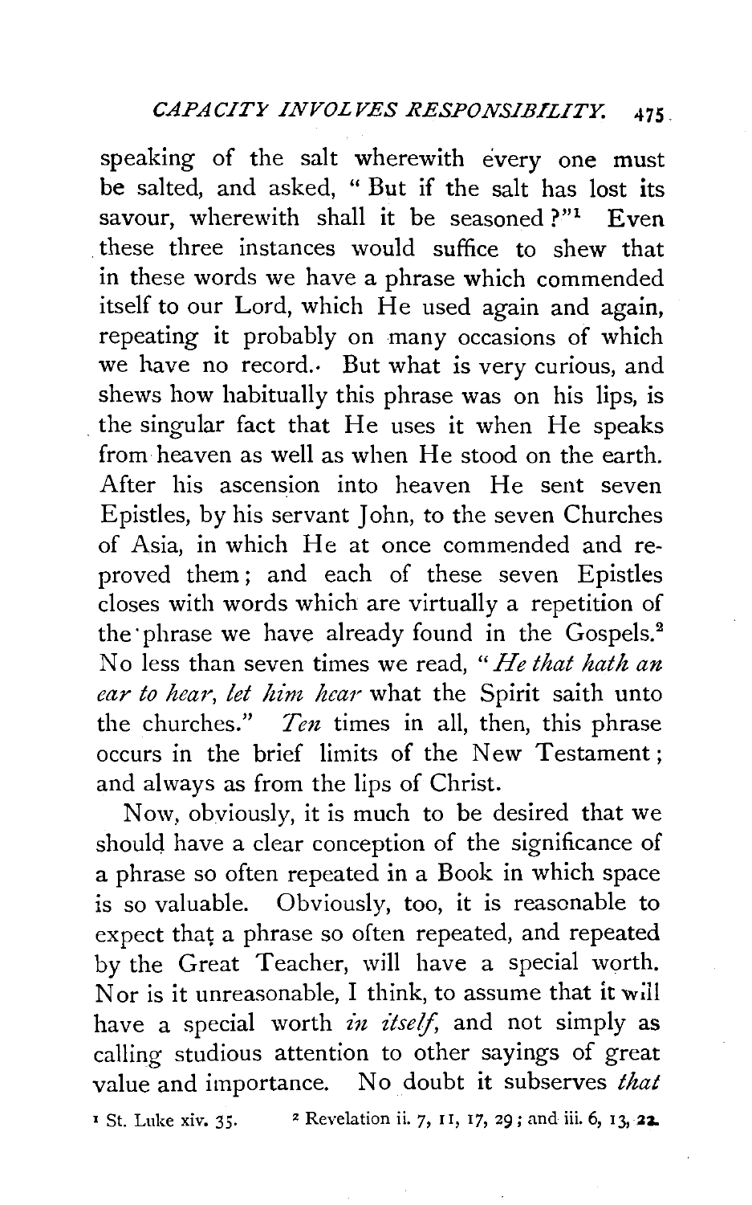speaking of the salt wherewith every one must be salted, and asked, "But if the salt has lost its savour, wherewith shall it be seasoned?"[1] Even these three instances would suffice to shew that in these words we have a phrase which commended itself to our Lord, which He used again and again, repeating it probably on many occasions of which we have no record. But what is very curious, and shews how habitually this phrase was on his lips, is the singular fact that He uses it when He speaks from heaven as well as when He stood on the earth. After his ascension into heaven He sent seven Epistles, by his servant John, to the seven Churches of Asia, in which He at once commended and reproved them; and each of these seven Epistles closes with words which are virtually a repetition of the phrase we have already found in the Gospels.[2] No less than seven times we read, "*He that hath an ear to hear, let him hear* what the Spirit saith unto the churches." *Ten* times in all, then, this phrase occurs in the brief limits of the New Testament; and always as from the lips of Christ.

Now, obviously, it is much to be desired that we should have a clear conception of the significance of a phrase so often repeated in a Book in which space is so valuable. Obviously, too, it is reasonable to expect that a phrase so often repeated, and repeated by the Great Teacher, will have a special worth. Nor is it unreasonable, I think, to assume that it will have a special worth *in itself*, and not simply as calling studious attention to other sayings of great value and importance. No doubt it subserves *that*

[1] St. Luke xiv. 35. [2] Revelation ii. 7, 11, 17, 29; and iii. 6, 13, 22.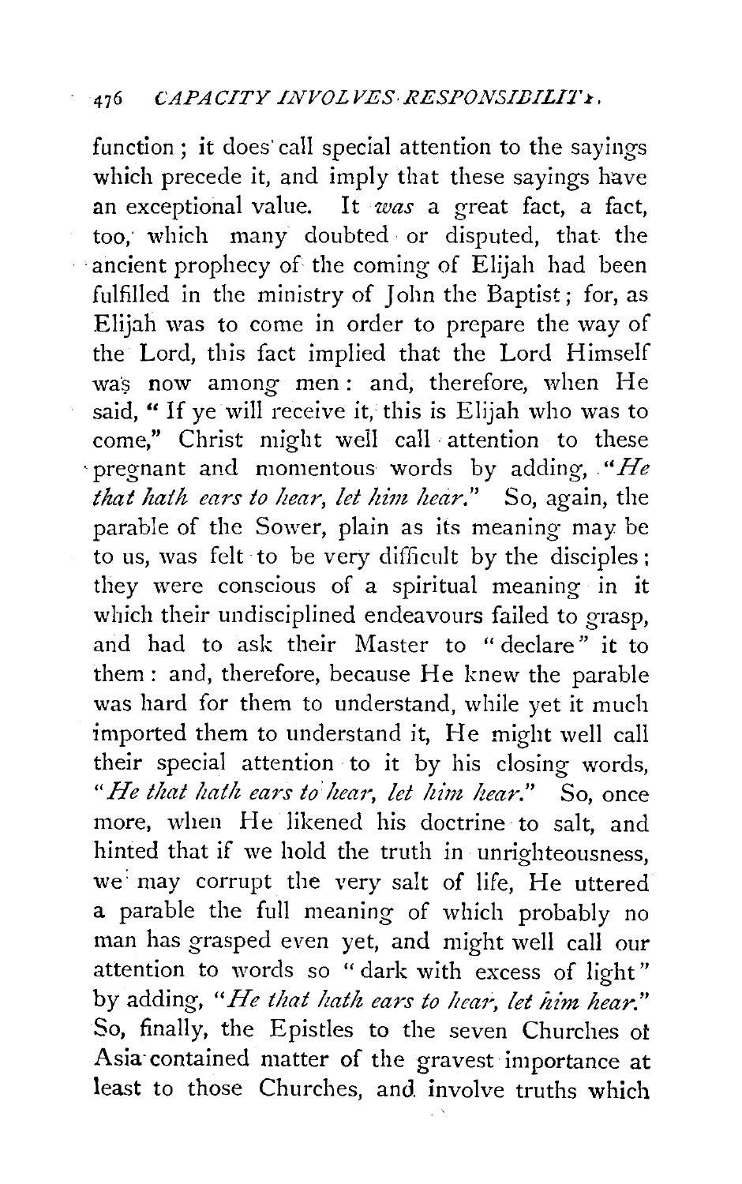function; it does call special attention to the sayings which precede it, and imply that these sayings have an exceptional value. It *was* a great fact, a fact, too, which many doubted or disputed, that the ancient prophecy of the coming of Elijah had been fulfilled in the ministry of John the Baptist; for, as Elijah was to come in order to prepare the way of the Lord, this fact implied that the Lord Himself was now among men: and, therefore, when He said, "If ye will receive it, this is Elijah who was to come," Christ might well call attention to these pregnant and momentous words by adding, "*He that hath ears to hear, let him hear.*" So, again, the parable of the Sower, plain as its meaning may be to us, was felt to be very difficult by the disciples; they were conscious of a spiritual meaning in it which their undisciplined endeavours failed to grasp, and had to ask their Master to "declare" it to them: and, therefore, because He knew the parable was hard for them to understand, while yet it much imported them to understand it, He might well call their special attention to it by his closing words, "*He that hath ears to hear, let him hear.*" So, once more, when He likened his doctrine to salt, and hinted that if we hold the truth in unrighteousness, we may corrupt the very salt of life, He uttered a parable the full meaning of which probably no man has grasped even yet, and might well call our attention to words so "dark with excess of light" by adding, "*He that hath ears to hear, let him hear.*" So, finally, the Epistles to the seven Churches of Asia contained matter of the gravest importance at least to those Churches, and involve truths which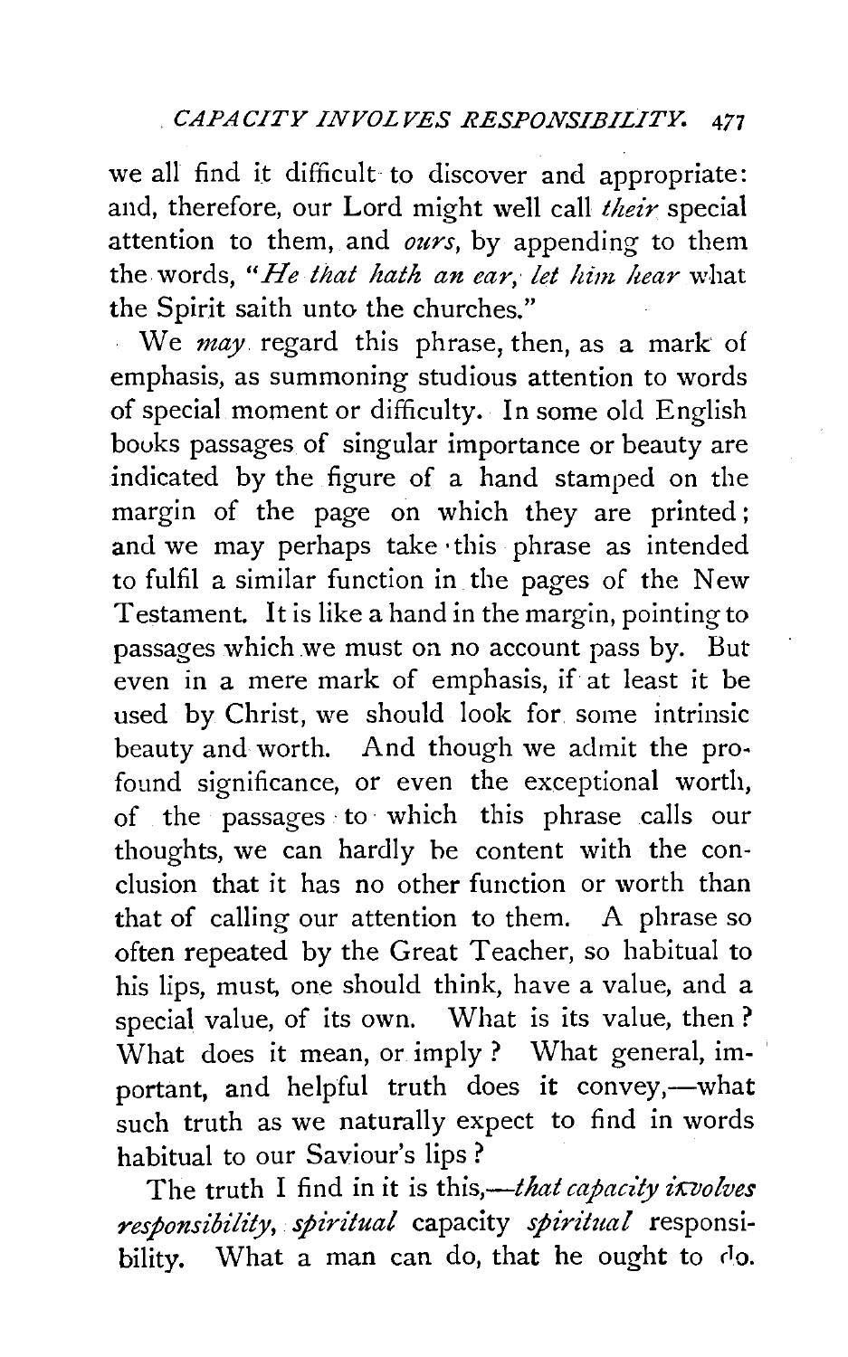we all find it difficult to discover and appropriate: and, therefore, our Lord might well call *their* special attention to them, and *ours*, by appending to them the words, "*He that hath an ear, let him hear* what the Spirit saith unto the churches."

We *may* regard this phrase, then, as a mark of emphasis, as summoning studious attention to words of special moment or difficulty. In some old English books passages of singular importance or beauty are indicated by the figure of a hand stamped on the margin of the page on which they are printed; and we may perhaps take this phrase as intended to fulfil a similar function in the pages of the New Testament. It is like a hand in the margin, pointing to passages which we must on no account pass by. But even in a mere mark of emphasis, if at least it be used by Christ, we should look for some intrinsic beauty and worth. And though we admit the profound significance, or even the exceptional worth, of the passages to which this phrase calls our thoughts, we can hardly be content with the conclusion that it has no other function or worth than that of calling our attention to them. A phrase so often repeated by the Great Teacher, so habitual to his lips, must, one should think, have a value, and a special value, of its own. What is its value, then? What does it mean, or imply? What general, important, and helpful truth does it convey,—what such truth as we naturally expect to find in words habitual to our Saviour's lips?

The truth I find in it is this,—*that capacity involves responsibility*, *spiritual* capacity *spiritual* responsibility. What a man can do, that he ought to do.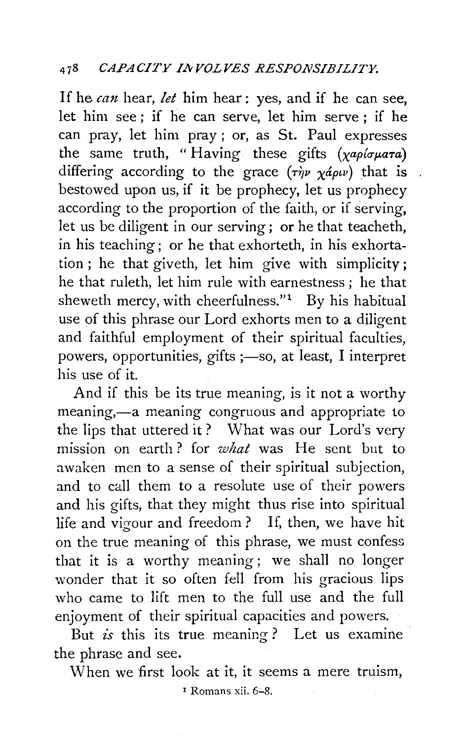If he *can* hear, *let* him hear: yes, and if he can see, let him see; if he can serve, let him serve; if he can pray, let him pray; or, as St. Paul expresses the same truth, "Having these gifts (χαρίσματα) differing according to the grace (τὴν χάριν) that is bestowed upon us, if it be prophecy, let us prophecy according to the proportion of the faith, or if serving, let us be diligent in our serving; or he that teacheth, in his teaching; or he that exhorteth, in his exhortation; he that giveth, let him give with simplicity; he that ruleth, let him rule with earnestness; he that sheweth mercy, with cheerfulness."[1] By his habitual use of this phrase our Lord exhorts men to a diligent and faithful employment of their spiritual faculties, powers, opportunities, gifts;—so, at least, I interpret his use of it.

And if this be its true meaning, is it not a worthy meaning,—a meaning congruous and appropriate to the lips that uttered it? What was our Lord's very mission on earth? for *what* was He sent but to awaken men to a sense of their spiritual subjection, and to call them to a resolute use of their powers and his gifts, that they might thus rise into spiritual life and vigour and freedom? If, then, we have hit on the true meaning of this phrase, we must confess that it is a worthy meaning; we shall no longer wonder that it so often fell from his gracious lips who came to lift men to the full use and the full enjoyment of their spiritual capacities and powers.

But *is* this its true meaning? Let us examine the phrase and see.

When we first look at it, it seems a mere truism,

[1] Romans xii. 6–8.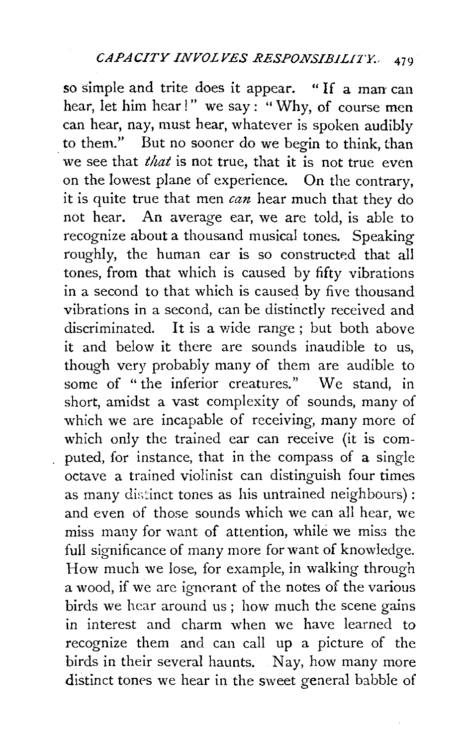so simple and trite does it appear. "If a man can hear, let him hear!" we say: "Why, of course men can hear, nay, must hear, whatever is spoken audibly to them." But no sooner do we begin to think, than we see that *that* is not true, that it is not true even on the lowest plane of experience. On the contrary, it is quite true that men *can* hear much that they do not hear. An average ear, we are told, is able to recognize about a thousand musical tones. Speaking roughly, the human ear is so constructed that all tones, from that which is caused by fifty vibrations in a second to that which is caused by five thousand vibrations in a second, can be distinctly received and discriminated. It is a wide range; but both above it and below it there are sounds inaudible to us, though very probably many of them are audible to some of "the inferior creatures." We stand, in short, amidst a vast complexity of sounds, many of which we are incapable of receiving, many more of which only the trained ear can receive (it is computed, for instance, that in the compass of a single octave a trained violinist can distinguish four times as many distinct tones as his untrained neighbours): and even of those sounds which we can all hear, we miss many for want of attention, while we miss the full significance of many more for want of knowledge. How much we lose, for example, in walking through a wood, if we are ignorant of the notes of the various birds we hear around us; how much the scene gains in interest and charm when we have learned to recognize them and can call up a picture of the birds in their several haunts. Nay, how many more distinct tones we hear in the sweet general babble of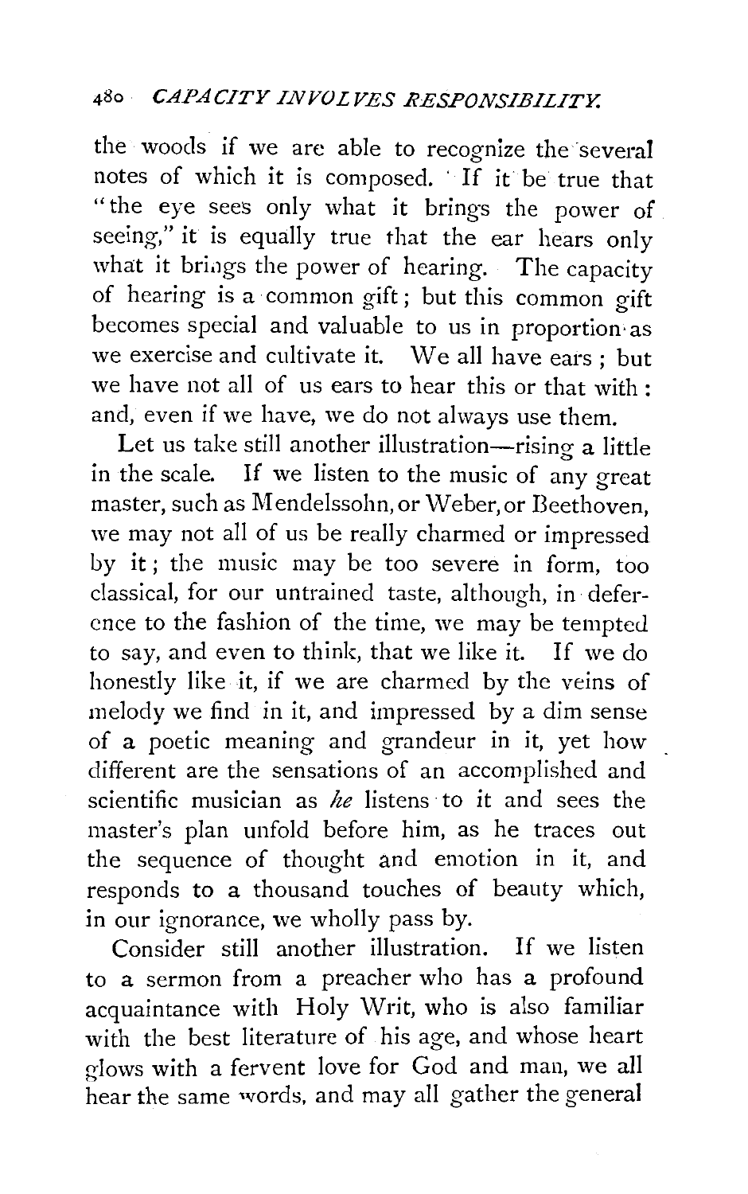the woods if we are able to recognize the several notes of which it is composed. If it be true that "the eye sees only what it brings the power of seeing," it is equally true that the ear hears only what it brings the power of hearing. The capacity of hearing is a common gift; but this common gift becomes special and valuable to us in proportion as we exercise and cultivate it. We all have ears; but we have not all of us ears to hear this or that with: and, even if we have, we do not always use them.

Let us take still another illustration—rising a little in the scale. If we listen to the music of any great master, such as Mendelssohn, or Weber, or Beethoven, we may not all of us be really charmed or impressed by it; the music may be too severe in form, too classical, for our untrained taste, although, in deference to the fashion of the time, we may be tempted to say, and even to think, that we like it. If we do honestly like it, if we are charmed by the veins of melody we find in it, and impressed by a dim sense of a poetic meaning and grandeur in it, yet how different are the sensations of an accomplished and scientific musician as *he* listens to it and sees the master's plan unfold before him, as he traces out the sequence of thought and emotion in it, and responds to a thousand touches of beauty which, in our ignorance, we wholly pass by.

Consider still another illustration. If we listen to a sermon from a preacher who has a profound acquaintance with Holy Writ, who is also familiar with the best literature of his age, and whose heart glows with a fervent love for God and man, we all hear the same words, and may all gather the general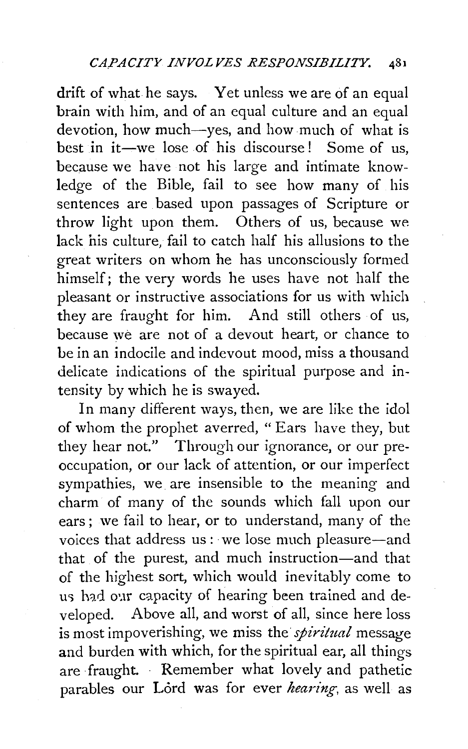drift of what he says. Yet unless we are of an equal brain with him, and of an equal culture and an equal devotion, how much—yes, and how much of what is best in it—we lose of his discourse! Some of us, because we have not his large and intimate knowledge of the Bible, fail to see how many of his sentences are based upon passages of Scripture or throw light upon them. Others of us, because we lack his culture, fail to catch half his allusions to the great writers on whom he has unconsciously formed himself; the very words he uses have not half the pleasant or instructive associations for us with which they are fraught for him. And still others of us, because we are not of a devout heart, or chance to be in an indocile and indevout mood, miss a thousand delicate indications of the spiritual purpose and intensity by which he is swayed.

In many different ways, then, we are like the idol of whom the prophet averred, "Ears have they, but they hear not." Through our ignorance, or our preoccupation, or our lack of attention, or our imperfect sympathies, we are insensible to the meaning and charm of many of the sounds which fall upon our ears; we fail to hear, or to understand, many of the voices that address us: we lose much pleasure—and that of the purest, and much instruction—and that of the highest sort, which would inevitably come to us had our capacity of hearing been trained and developed. Above all, and worst of all, since here loss is most impoverishing, we miss the *spiritual* message and burden with which, for the spiritual ear, all things are fraught. Remember what lovely and pathetic parables our Lord was for ever *hearing*, as well as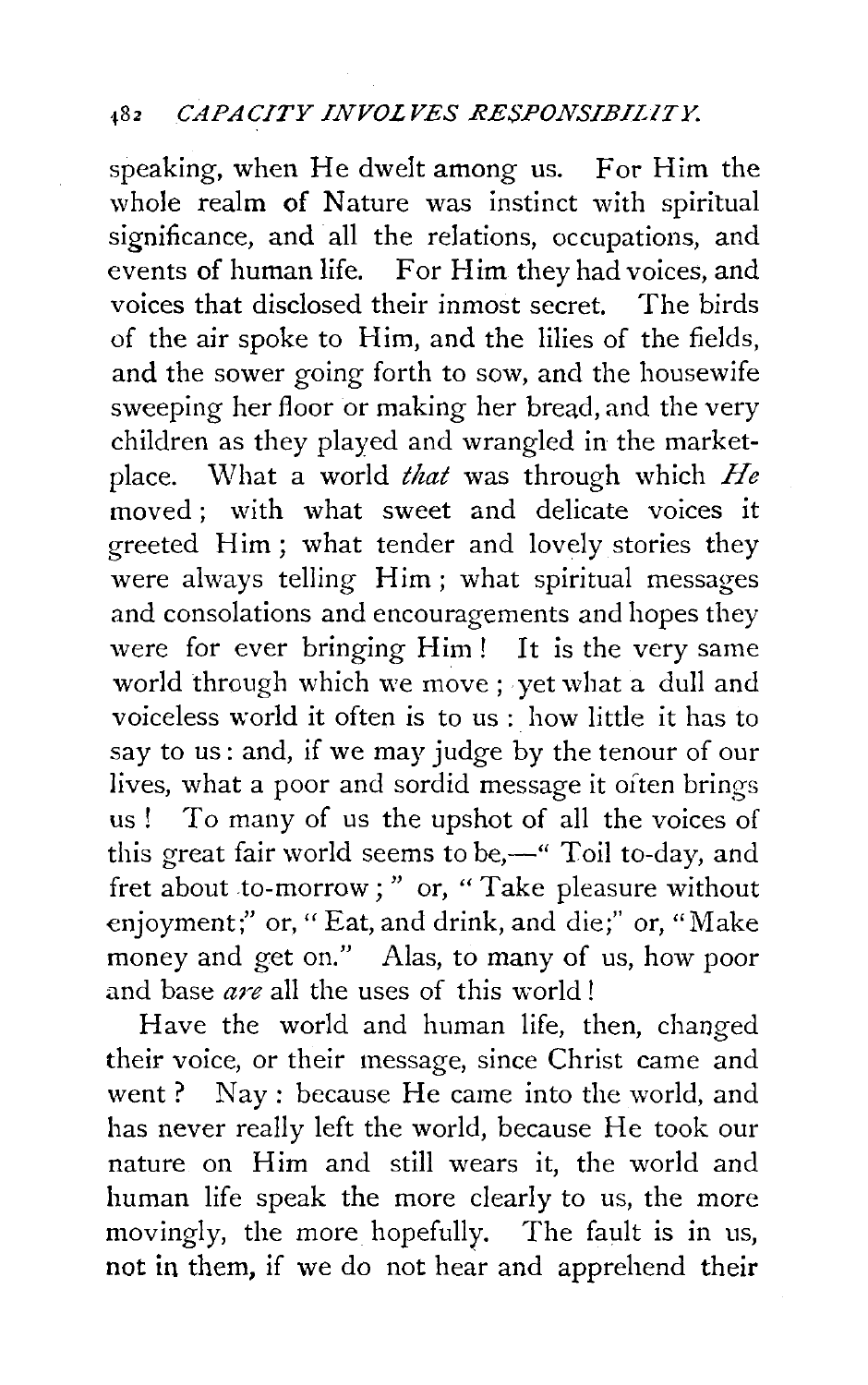speaking, when He dwelt among us. For Him the whole realm of Nature was instinct with spiritual significance, and all the relations, occupations, and events of human life. For Him they had voices, and voices that disclosed their inmost secret. The birds of the air spoke to Him, and the lilies of the fields, and the sower going forth to sow, and the housewife sweeping her floor or making her bread, and the very children as they played and wrangled in the market-place. What a world *that* was through which *He* moved; with what sweet and delicate voices it greeted Him; what tender and lovely stories they were always telling Him; what spiritual messages and consolations and encouragements and hopes they were for ever bringing Him! It is the very same world through which we move; yet what a dull and voiceless world it often is to us: how little it has to say to us: and, if we may judge by the tenour of our lives, what a poor and sordid message it often brings us! To many of us the upshot of all the voices of this great fair world seems to be,—"Toil to-day, and fret about to-morrow;" or, "Take pleasure without enjoyment;" or, "Eat, and drink, and die;" or, "Make money and get on." Alas, to many of us, how poor and base *are* all the uses of this world!

Have the world and human life, then, changed their voice, or their message, since Christ came and went? Nay: because He came into the world, and has never really left the world, because He took our nature on Him and still wears it, the world and human life speak the more clearly to us, the more movingly, the more hopefully. The fault is in us, not in them, if we do not hear and apprehend their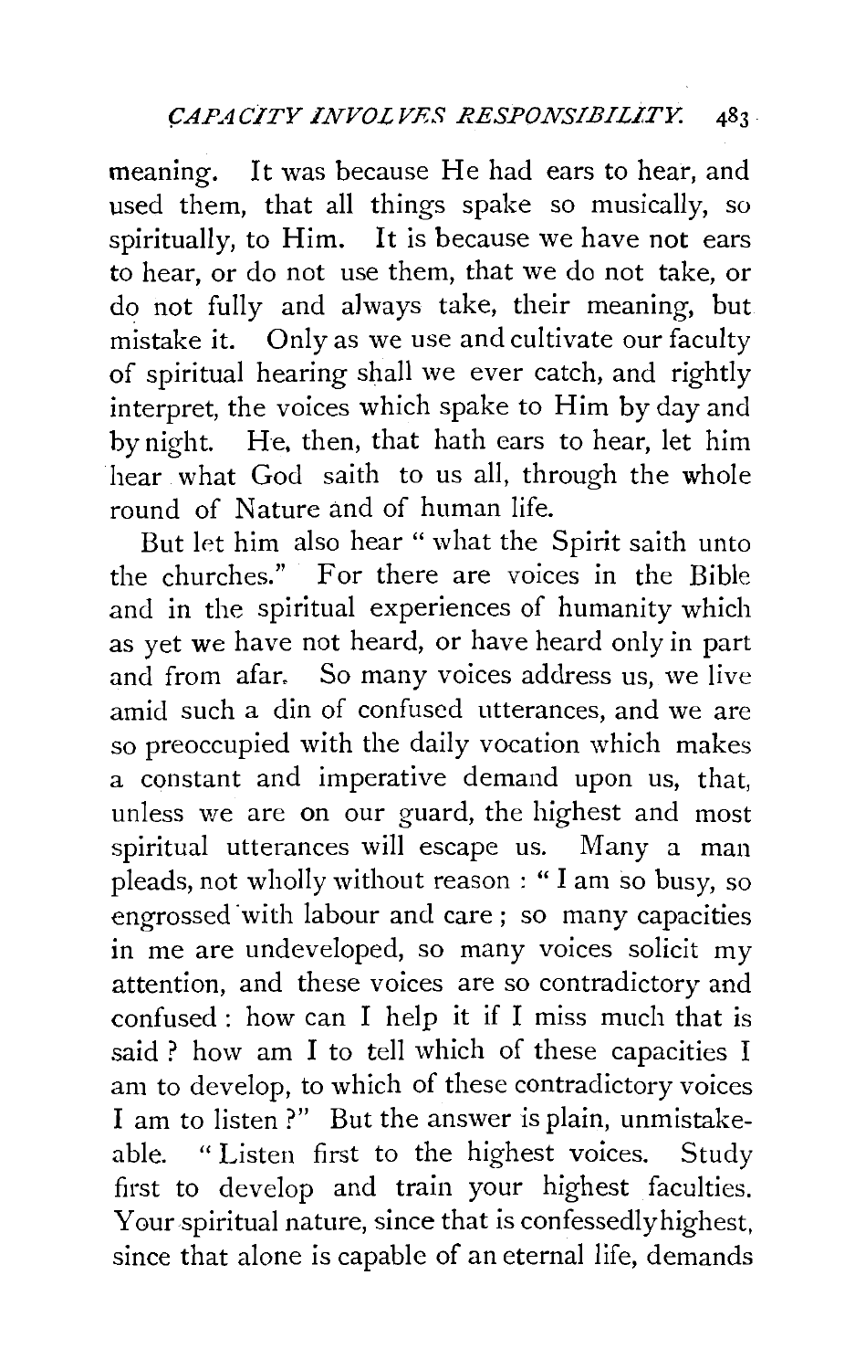meaning. It was because He had ears to hear, and used them, that all things spake so musically, so spiritually, to Him. It is because we have not ears to hear, or do not use them, that we do not take, or do not fully and always take, their meaning, but mistake it. Only as we use and cultivate our faculty of spiritual hearing shall we ever catch, and rightly interpret, the voices which spake to Him by day and by night. He, then, that hath ears to hear, let him hear what God saith to us all, through the whole round of Nature and of human life.

But let him also hear " what the Spirit saith unto the churches." For there are voices in the Bible and in the spiritual experiences of humanity which as yet we have not heard, or have heard only in part and from afar. So many voices address us, we live amid such a din of confused utterances, and we are so preoccupied with the daily vocation which makes a constant and imperative demand upon us, that, unless we are on our guard, the highest and most spiritual utterances will escape us. Many a man pleads, not wholly without reason : " I am so busy, so engrossed with labour and care ; so many capacities in me are undeveloped, so many voices solicit my attention, and these voices are so contradictory and confused : how can I help it if I miss much that is said ? how am I to tell which of these capacities I am to develop, to which of these contradictory voices I am to listen ?" But the answer is plain, unmistakeable. " Listen first to the highest voices. Study first to develop and train your highest faculties. Your spiritual nature, since that is confessedly highest, since that alone is capable of an eternal life, demands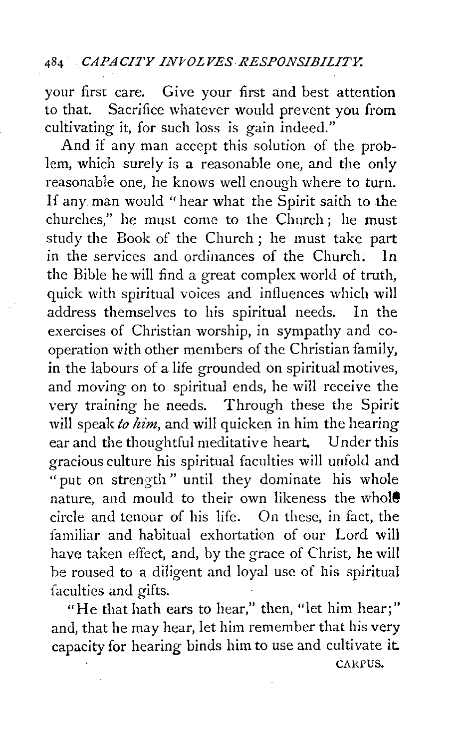your first care. Give your first and best attention to that. Sacrifice whatever would prevent you from cultivating it, for such loss is gain indeed."

And if any man accept this solution of the problem, which surely is a reasonable one, and the only reasonable one, he knows well enough where to turn. If any man would "hear what the Spirit saith to the churches," he must come to the Church; he must study the Book of the Church; he must take part in the services and ordinances of the Church. In the Bible he will find a great complex world of truth, quick with spiritual voices and influences which will address themselves to his spiritual needs. In the exercises of Christian worship, in sympathy and co-operation with other members of the Christian family, in the labours of a life grounded on spiritual motives, and moving on to spiritual ends, he will receive the very training he needs. Through these the Spirit will speak *to him*, and will quicken in him the hearing ear and the thoughtful meditative heart. Under this gracious culture his spiritual faculties will unfold and "put on strength" until they dominate his whole nature, and mould to their own likeness the whole circle and tenour of his life. On these, in fact, the familiar and habitual exhortation of our Lord will have taken effect, and, by the grace of Christ, he will be roused to a diligent and loyal use of his spiritual faculties and gifts.

"He that hath ears to hear," then, "let him hear;" and, that he may hear, let him remember that his very capacity for hearing binds him to use and cultivate it.

CARPUS.